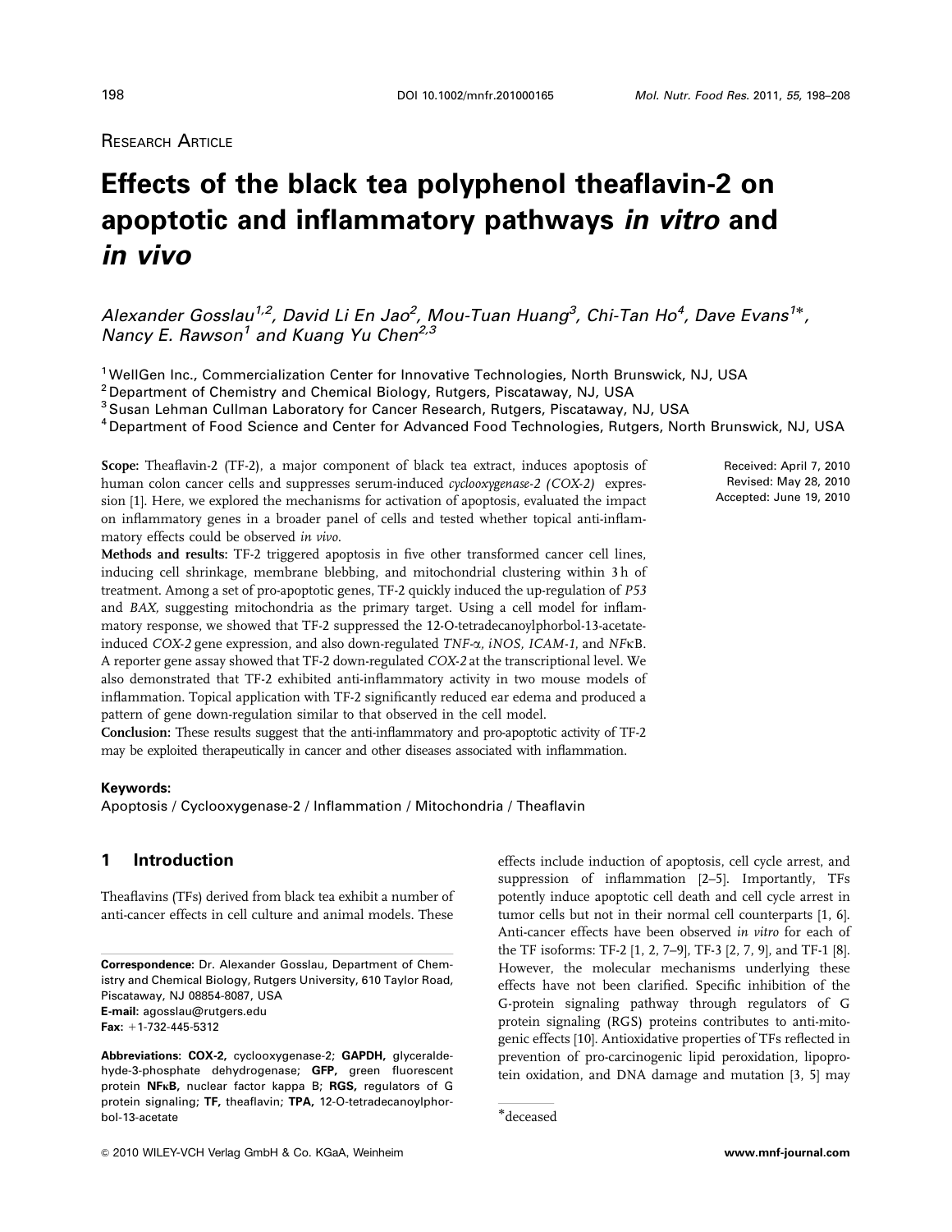RESEARCH ARTICLE

# Effects of the black tea polyphenol theaflavin-2 on apoptotic and inflammatory pathways *in vitro* and *in vivo*

*Alexander Gosslau[1,2], David Li En Jao[2], Mou-Tuan Huang[3], Chi-Tan Ho[4], Dave Evans[1]*, Nancy E. Rawson[1] and Kuang Yu Chen[2,3]*

[1] WellGen Inc., Commercialization Center for Innovative Technologies, North Brunswick, NJ, USA
[2] Department of Chemistry and Chemical Biology, Rutgers, Piscataway, NJ, USA
[3] Susan Lehman Cullman Laboratory for Cancer Research, Rutgers, Piscataway, NJ, USA
[4] Department of Food Science and Center for Advanced Food Technologies, Rutgers, North Brunswick, NJ, USA

Received: April 7, 2010
Revised: May 28, 2010
Accepted: June 19, 2010

**Scope:** Theaflavin-2 (TF-2), a major component of black tea extract, induces apoptosis of human colon cancer cells and suppresses serum-induced *cyclooxygenase-2 (COX-2)* expression [1]. Here, we explored the mechanisms for activation of apoptosis, evaluated the impact on inflammatory genes in a broader panel of cells and tested whether topical anti-inflammatory effects could be observed *in vivo*.

**Methods and results:** TF-2 triggered apoptosis in five other transformed cancer cell lines, inducing cell shrinkage, membrane blebbing, and mitochondrial clustering within 3 h of treatment. Among a set of pro-apoptotic genes, TF-2 quickly induced the up-regulation of *P53* and *BAX*, suggesting mitochondria as the primary target. Using a cell model for inflammatory response, we showed that TF-2 suppressed the 12-O-tetradecanoylphorbol-13-acetate-induced *COX-2* gene expression, and also down-regulated *TNF-α*, *iNOS*, *ICAM-1*, and *NFκB*. A reporter gene assay showed that TF-2 down-regulated *COX-2* at the transcriptional level. We also demonstrated that TF-2 exhibited anti-inflammatory activity in two mouse models of inflammation. Topical application with TF-2 significantly reduced ear edema and produced a pattern of gene down-regulation similar to that observed in the cell model.

**Conclusion:** These results suggest that the anti-inflammatory and pro-apoptotic activity of TF-2 may be exploited therapeutically in cancer and other diseases associated with inflammation.

**Keywords:**
Apoptosis / Cyclooxygenase-2 / Inflammation / Mitochondria / Theaflavin

## 1 Introduction

Theaflavins (TFs) derived from black tea exhibit a number of anti-cancer effects in cell culture and animal models. These effects include induction of apoptosis, cell cycle arrest, and suppression of inflammation [2–5]. Importantly, TFs potently induce apoptotic cell death and cell cycle arrest in tumor cells but not in their normal cell counterparts [1, 6]. Anti-cancer effects have been observed *in vitro* for each of the TF isoforms: TF-2 [1, 2, 7–9], TF-3 [2, 7, 9], and TF-1 [8]. However, the molecular mechanisms underlying these effects have not been clarified. Specific inhibition of the G-protein signaling pathway through regulators of G protein signaling (RGS) proteins contributes to anti-mitogenic effects [10]. Antioxidative properties of TFs reflected in prevention of pro-carcinogenic lipid peroxidation, lipoprotein oxidation, and DNA damage and mutation [3, 5] may

**Correspondence:** Dr. Alexander Gosslau, Department of Chemistry and Chemical Biology, Rutgers University, 610 Taylor Road, Piscataway, NJ 08854-8087, USA
**E-mail:** agosslau@rutgers.edu
**Fax:** +1-732-445-5312

**Abbreviations:** **COX-2,** cyclooxygenase-2; **GAPDH,** glyceraldehyde-3-phosphate dehydrogenase; **GFP,** green fluorescent protein **NFκB,** nuclear factor kappa B; **RGS,** regulators of G protein signaling; **TF,** theaflavin; **TPA,** 12-O-tetradecanoylphorbol-13-acetate

*deceased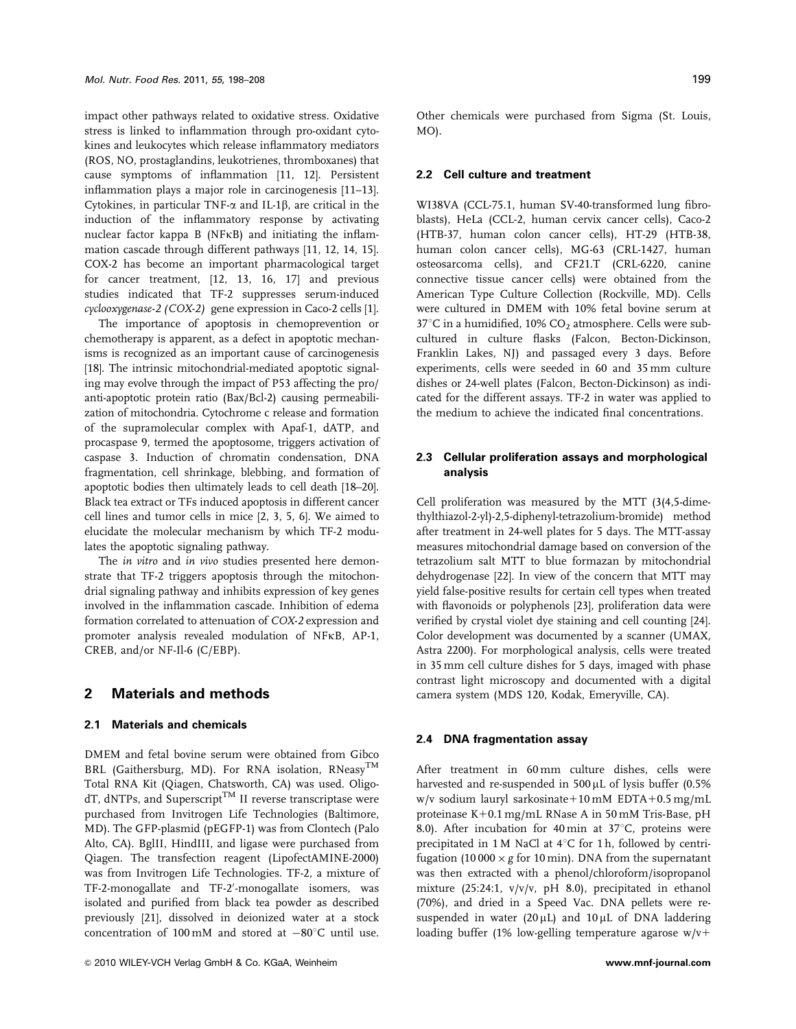impact other pathways related to oxidative stress. Oxidative stress is linked to inflammation through pro-oxidant cytokines and leukocytes which release inflammatory mediators (ROS, NO, prostaglandins, leukotrienes, thromboxanes) that cause symptoms of inflammation [11, 12]. Persistent inflammation plays a major role in carcinogenesis [11–13]. Cytokines, in particular TNF-$\alpha$ and IL-1$\beta$, are critical in the induction of the inflammatory response by activating nuclear factor kappa B (NF$\kappa$B) and initiating the inflammation cascade through different pathways [11, 12, 14, 15]. COX-2 has become an important pharmacological target for cancer treatment, [12, 13, 16, 17] and previous studies indicated that TF-2 suppresses serum-induced *cyclooxygenase-2 (COX-2)* gene expression in Caco-2 cells [1].

The importance of apoptosis in chemoprevention or chemotherapy is apparent, as a defect in apoptotic mechanisms is recognized as an important cause of carcinogenesis [18]. The intrinsic mitochondrial-mediated apoptotic signaling may evolve through the impact of P53 affecting the pro/anti-apoptotic protein ratio (Bax/Bcl-2) causing permeabilization of mitochondria. Cytochrome c release and formation of the supramolecular complex with Apaf-1, dATP, and procaspase 9, termed the apoptosome, triggers activation of caspase 3. Induction of chromatin condensation, DNA fragmentation, cell shrinkage, blebbing, and formation of apoptotic bodies then ultimately leads to cell death [18–20]. Black tea extract or TFs induced apoptosis in different cancer cell lines and tumor cells in mice [2, 3, 5, 6]. We aimed to elucidate the molecular mechanism by which TF-2 modulates the apoptotic signaling pathway.

The *in vitro* and *in vivo* studies presented here demonstrate that TF-2 triggers apoptosis through the mitochondrial signaling pathway and inhibits expression of key genes involved in the inflammation cascade. Inhibition of edema formation correlated to attenuation of *COX-2* expression and promoter analysis revealed modulation of NF$\kappa$B, AP-1, CREB, and/or NF-Il-6 (C/EBP).

## 2 Materials and methods

### 2.1 Materials and chemicals

DMEM and fetal bovine serum were obtained from Gibco BRL (Gaithersburg, MD). For RNA isolation, RNeasy™ Total RNA Kit (Qiagen, Chatsworth, CA) was used. Oligo-dT, dNTPs, and Superscript™ II reverse transcriptase were purchased from Invitrogen Life Technologies (Baltimore, MD). The GFP-plasmid (pEGFP-1) was from Clontech (Palo Alto, CA). BglII, HindIII, and ligase were purchased from Qiagen. The transfection reagent (LipofectAMINE-2000) was from Invitrogen Life Technologies. TF-2, a mixture of TF-2-monogallate and TF-2′-monogallate isomers, was isolated and purified from black tea powder as described previously [21], dissolved in deionized water at a stock concentration of 100 mM and stored at $-80^{\circ}$C until use. Other chemicals were purchased from Sigma (St. Louis, MO).

### 2.2 Cell culture and treatment

WI38VA (CCL-75.1, human SV-40-transformed lung fibroblasts), HeLa (CCL-2, human cervix cancer cells), Caco-2 (HTB-37, human colon cancer cells), HT-29 (HTB-38, human colon cancer cells), MG-63 (CRL-1427, human osteosarcoma cells), and CF21.T (CRL-6220, canine connective tissue cancer cells) were obtained from the American Type Culture Collection (Rockville, MD). Cells were cultured in DMEM with 10% fetal bovine serum at $37^{\circ}$C in a humidified, 10% $CO_2$ atmosphere. Cells were subcultured in culture flasks (Falcon, Becton-Dickinson, Franklin Lakes, NJ) and passaged every 3 days. Before experiments, cells were seeded in 60 and 35 mm culture dishes or 24-well plates (Falcon, Becton-Dickinson) as indicated for the different assays. TF-2 in water was applied to the medium to achieve the indicated final concentrations.

### 2.3 Cellular proliferation assays and morphological analysis

Cell proliferation was measured by the MTT (3(4,5-dimethylthiazol-2-yl)-2,5-diphenyl-tetrazolium-bromide) method after treatment in 24-well plates for 5 days. The MTT-assay measures mitochondrial damage based on conversion of the tetrazolium salt MTT to blue formazan by mitochondrial dehydrogenase [22]. In view of the concern that MTT may yield false-positive results for certain cell types when treated with flavonoids or polyphenols [23], proliferation data were verified by crystal violet dye staining and cell counting [24]. Color development was documented by a scanner (UMAX, Astra 2200). For morphological analysis, cells were treated in 35 mm cell culture dishes for 5 days, imaged with phase contrast light microscopy and documented with a digital camera system (MDS 120, Kodak, Emeryville, CA).

### 2.4 DNA fragmentation assay

After treatment in 60 mm culture dishes, cells were harvested and re-suspended in 500 μL of lysis buffer (0.5% w/v sodium lauryl sarkosinate+10 mM EDTA+0.5 mg/mL proteinase K+0.1 mg/mL RNase A in 50 mM Tris-Base, pH 8.0). After incubation for 40 min at $37^{\circ}$C, proteins were precipitated in 1 M NaCl at $4^{\circ}$C for 1 h, followed by centrifugation ($10\,000 \times g$ for 10 min). DNA from the supernatant was then extracted with a phenol/chloroform/isopropanol mixture (25:24:1, v/v/v, pH 8.0), precipitated in ethanol (70%), and dried in a Speed Vac. DNA pellets were re-suspended in water (20 μL) and 10 μL of DNA laddering loading buffer (1% low-gelling temperature agarose w/v+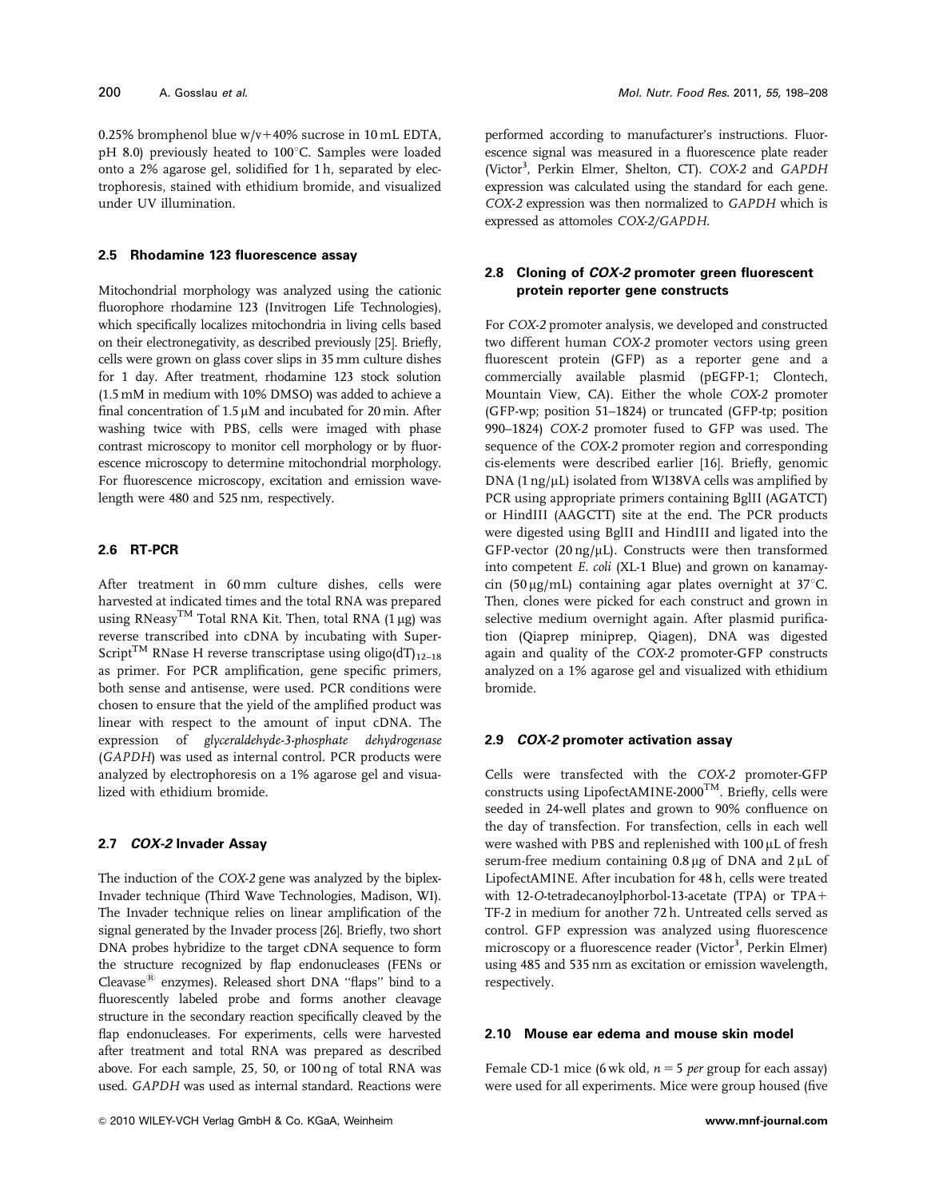0.25% bromphenol blue w/v+40% sucrose in 10 mL EDTA, pH 8.0) previously heated to 100°C. Samples were loaded onto a 2% agarose gel, solidified for 1 h, separated by electrophoresis, stained with ethidium bromide, and visualized under UV illumination.

### 2.5 Rhodamine 123 fluorescence assay

Mitochondrial morphology was analyzed using the cationic fluorophore rhodamine 123 (Invitrogen Life Technologies), which specifically localizes mitochondria in living cells based on their electronegativity, as described previously [25]. Briefly, cells were grown on glass cover slips in 35 mm culture dishes for 1 day. After treatment, rhodamine 123 stock solution (1.5 mM in medium with 10% DMSO) was added to achieve a final concentration of 1.5 μM and incubated for 20 min. After washing twice with PBS, cells were imaged with phase contrast microscopy to monitor cell morphology or by fluorescence microscopy to determine mitochondrial morphology. For fluorescence microscopy, excitation and emission wavelength were 480 and 525 nm, respectively.

### 2.6 RT-PCR

After treatment in 60 mm culture dishes, cells were harvested at indicated times and the total RNA was prepared using RNeasy™ Total RNA Kit. Then, total RNA (1 μg) was reverse transcribed into cDNA by incubating with SuperScript™ RNase H reverse transcriptase using oligo(dT)$_{12-18}$ as primer. For PCR amplification, gene specific primers, both sense and antisense, were used. PCR conditions were chosen to ensure that the yield of the amplified product was linear with respect to the amount of input cDNA. The expression of *glyceraldehyde-3-phosphate dehydrogenase* (*GAPDH*) was used as internal control. PCR products were analyzed by electrophoresis on a 1% agarose gel and visualized with ethidium bromide.

### 2.7 *COX-2* Invader Assay

The induction of the *COX-2* gene was analyzed by the biplex-Invader technique (Third Wave Technologies, Madison, WI). The Invader technique relies on linear amplification of the signal generated by the Invader process [26]. Briefly, two short DNA probes hybridize to the target cDNA sequence to form the structure recognized by flap endonucleases (FENs or Cleavase® enzymes). Released short DNA "flaps" bind to a fluorescently labeled probe and forms another cleavage structure in the secondary reaction specifically cleaved by the flap endonucleases. For experiments, cells were harvested after treatment and total RNA was prepared as described above. For each sample, 25, 50, or 100 ng of total RNA was used. *GAPDH* was used as internal standard. Reactions were performed according to manufacturer's instructions. Fluorescence signal was measured in a fluorescence plate reader (Victor[3], Perkin Elmer, Shelton, CT). *COX-2* and *GAPDH* expression was calculated using the standard for each gene. *COX-2* expression was then normalized to *GAPDH* which is expressed as attomoles *COX-2/GAPDH*.

### 2.8 Cloning of *COX-2* promoter green fluorescent protein reporter gene constructs

For *COX-2* promoter analysis, we developed and constructed two different human *COX-2* promoter vectors using green fluorescent protein (GFP) as a reporter gene and a commercially available plasmid (pEGFP-1; Clontech, Mountain View, CA). Either the whole *COX-2* promoter (GFP-wp; position 51–1824) or truncated (GFP-tp; position 990–1824) *COX-2* promoter fused to GFP was used. The sequence of the *COX-2* promoter region and corresponding cis-elements were described earlier [16]. Briefly, genomic DNA (1 ng/μL) isolated from WI38VA cells was amplified by PCR using appropriate primers containing BglII (AGATCT) or HindIII (AAGCTT) site at the end. The PCR products were digested using BglII and HindIII and ligated into the GFP-vector (20 ng/μL). Constructs were then transformed into competent *E. coli* (XL-1 Blue) and grown on kanamycin (50 μg/mL) containing agar plates overnight at 37°C. Then, clones were picked for each construct and grown in selective medium overnight again. After plasmid purification (Qiaprep miniprep, Qiagen), DNA was digested again and quality of the *COX-2* promoter-GFP constructs analyzed on a 1% agarose gel and visualized with ethidium bromide.

### 2.9 *COX-2* promoter activation assay

Cells were transfected with the *COX-2* promoter-GFP constructs using LipofectAMINE-2000™. Briefly, cells were seeded in 24-well plates and grown to 90% confluence on the day of transfection. For transfection, cells in each well were washed with PBS and replenished with 100 μL of fresh serum-free medium containing 0.8 μg of DNA and 2 μL of LipofectAMINE. After incubation for 48 h, cells were treated with 12-*O*-tetradecanoylphorbol-13-acetate (TPA) or TPA+TF-2 in medium for another 72 h. Untreated cells served as control. GFP expression was analyzed using fluorescence microscopy or a fluorescence reader (Victor[3], Perkin Elmer) using 485 and 535 nm as excitation or emission wavelength, respectively.

### 2.10 Mouse ear edema and mouse skin model

Female CD-1 mice (6 wk old, $n = 5$ *per* group for each assay) were used for all experiments. Mice were group housed (five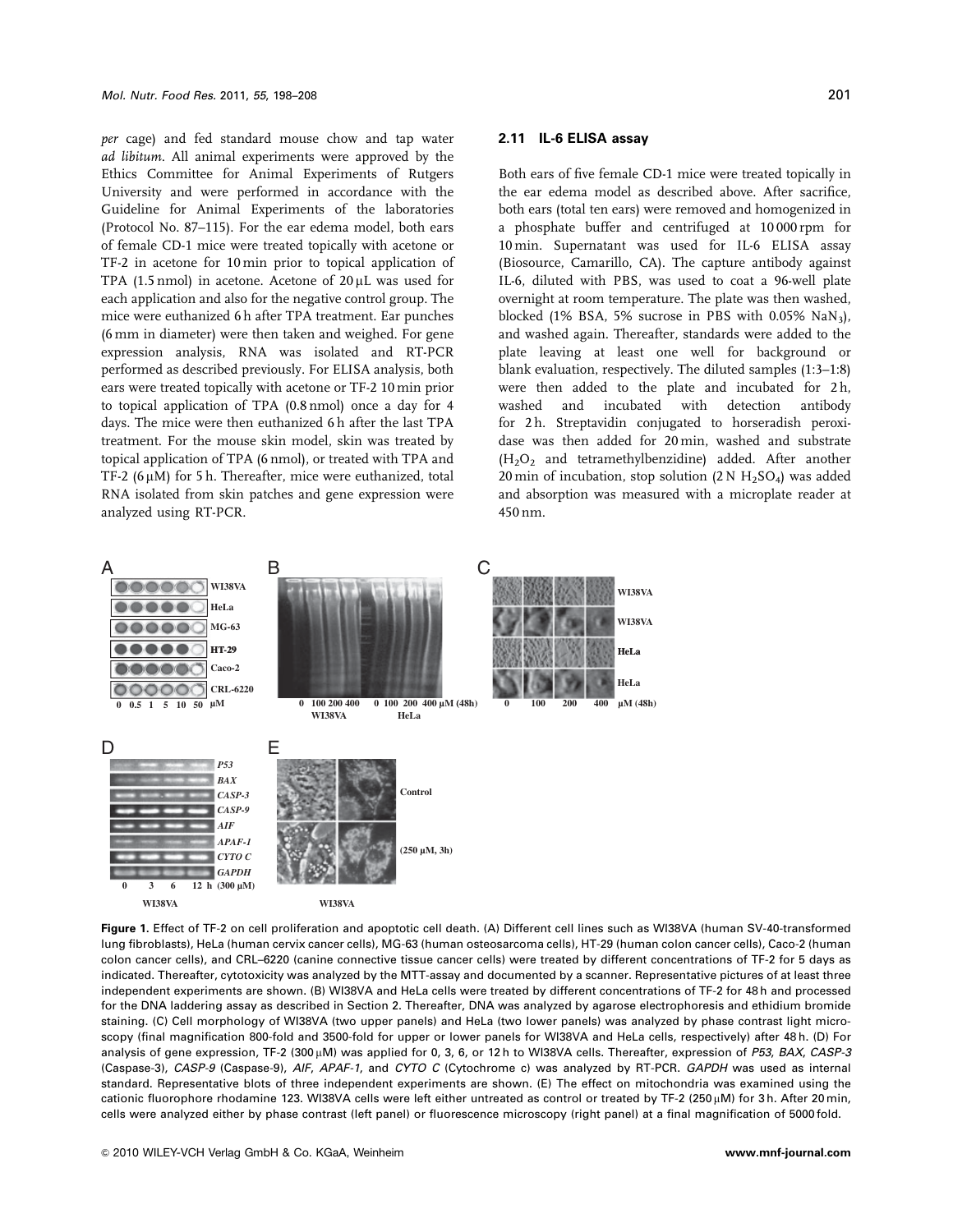*per* cage) and fed standard mouse chow and tap water *ad libitum*. All animal experiments were approved by the Ethics Committee for Animal Experiments of Rutgers University and were performed in accordance with the Guideline for Animal Experiments of the laboratories (Protocol No. 87–115). For the ear edema model, both ears of female CD-1 mice were treated topically with acetone or TF-2 in acetone for 10 min prior to topical application of TPA (1.5 nmol) in acetone. Acetone of 20 μL was used for each application and also for the negative control group. The mice were euthanized 6 h after TPA treatment. Ear punches (6 mm in diameter) were then taken and weighed. For gene expression analysis, RNA was isolated and RT-PCR performed as described previously. For ELISA analysis, both ears were treated topically with acetone or TF-2 10 min prior to topical application of TPA (0.8 nmol) once a day for 4 days. The mice were then euthanized 6 h after the last TPA treatment. For the mouse skin model, skin was treated by topical application of TPA (6 nmol), or treated with TPA and TF-2 (6 μM) for 5 h. Thereafter, mice were euthanized, total RNA isolated from skin patches and gene expression were analyzed using RT-PCR.

### 2.11 IL-6 ELISA assay

Both ears of five female CD-1 mice were treated topically in the ear edema model as described above. After sacrifice, both ears (total ten ears) were removed and homogenized in a phosphate buffer and centrifuged at 10 000 rpm for 10 min. Supernatant was used for IL-6 ELISA assay (Biosource, Camarillo, CA). The capture antibody against IL-6, diluted with PBS, was used to coat a 96-well plate overnight at room temperature. The plate was then washed, blocked (1% BSA, 5% sucrose in PBS with 0.05% $NaN_3$), and washed again. Thereafter, standards were added to the plate leaving at least one well for background or blank evaluation, respectively. The diluted samples (1:3–1:8) were then added to the plate and incubated for 2 h, washed and incubated with detection antibody for 2 h. Streptavidin conjugated to horseradish peroxidase was then added for 20 min, washed and substrate ($H_2O_2$ and tetramethylbenzidine) added. After another 20 min of incubation, stop solution (2 N $H_2SO_4$) was added and absorption was measured with a microplate reader at 450 nm.

**Figure 1.** Effect of TF-2 on cell proliferation and apoptotic cell death. (A) Different cell lines such as WI38VA (human SV-40-transformed lung fibroblasts), HeLa (human cervix cancer cells), MG-63 (human osteosarcoma cells), HT-29 (human colon cancer cells), Caco-2 (human colon cancer cells), and CRL–6220 (canine connective tissue cancer cells) were treated by different concentrations of TF-2 for 5 days as indicated. Thereafter, cytotoxicity was analyzed by the MTT-assay and documented by a scanner. Representative pictures of at least three independent experiments are shown. (B) WI38VA and HeLa cells were treated by different concentrations of TF-2 for 48 h and processed for the DNA laddering assay as described in Section 2. Thereafter, DNA was analyzed by agarose electrophoresis and ethidium bromide staining. (C) Cell morphology of WI38VA (two upper panels) and HeLa (two lower panels) was analyzed by phase contrast light microscopy (final magnification 800-fold and 3500-fold for upper or lower panels for WI38VA and HeLa cells, respectively) after 48 h. (D) For analysis of gene expression, TF-2 (300 μM) was applied for 0, 3, 6, or 12 h to WI38VA cells. Thereafter, expression of *P53*, *BAX*, *CASP-3* (Caspase-3), *CASP-9* (Caspase-9), *AIF*, *APAF-1*, and *CYTO C* (Cytochrome c) was analyzed by RT-PCR. *GAPDH* was used as internal standard. Representative blots of three independent experiments are shown. (E) The effect on mitochondria was examined using the cationic fluorophore rhodamine 123. WI38VA cells were left either untreated as control or treated by TF-2 (250 μM) for 3 h. After 20 min, cells were analyzed either by phase contrast (left panel) or fluorescence microscopy (right panel) at a final magnification of 5000 fold.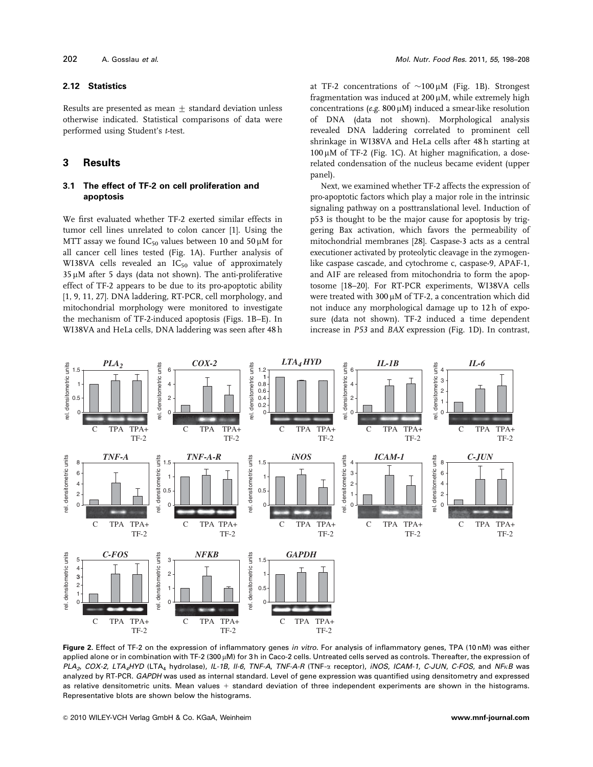### 2.12 Statistics

Results are presented as mean $\pm$ standard deviation unless otherwise indicated. Statistical comparisons of data were performed using Student's *t*-test.

## 3 Results

### 3.1 The effect of TF-2 on cell proliferation and apoptosis

We first evaluated whether TF-2 exerted similar effects in tumor cell lines unrelated to colon cancer [1]. Using the MTT assay we found $IC_{50}$ values between 10 and 50 μM for all cancer cell lines tested (Fig. 1A). Further analysis of WI38VA cells revealed an $IC_{50}$ value of approximately 35 μM after 5 days (data not shown). The anti-proliferative effect of TF-2 appears to be due to its pro-apoptotic ability [1, 9, 11, 27]. DNA laddering, RT-PCR, cell morphology, and mitochondrial morphology were monitored to investigate the mechanism of TF-2-induced apoptosis (Figs. 1B–E). In WI38VA and HeLa cells, DNA laddering was seen after 48 h at TF-2 concentrations of ~100 μM (Fig. 1B). Strongest fragmentation was induced at 200 μM, while extremely high concentrations (*e.g.* 800 μM) induced a smear-like resolution of DNA (data not shown). Morphological analysis revealed DNA laddering correlated to prominent cell shrinkage in WI38VA and HeLa cells after 48 h starting at 100 μM of TF-2 (Fig. 1C). At higher magnification, a dose-related condensation of the nucleus became evident (upper panel).

Next, we examined whether TF-2 affects the expression of pro-apoptotic factors which play a major role in the intrinsic signaling pathway on a posttranslational level. Induction of p53 is thought to be the major cause for apoptosis by triggering Bax activation, which favors the permeability of mitochondrial membranes [28]. Caspase-3 acts as a central executioner activated by proteolytic cleavage in the zymogen-like caspase cascade, and cytochrome c, caspase-9, APAF-1, and AIF are released from mitochondria to form the apoptosome [18–20]. For RT-PCR experiments, WI38VA cells were treated with 300 μM of TF-2, a concentration which did not induce any morphological damage up to 12 h of exposure (data not shown). TF-2 induced a time dependent increase in *P53* and *BAX* expression (Fig. 1D). In contrast,

**Figure 2.** Effect of TF-2 on the expression of inflammatory genes *in vitro*. For analysis of inflammatory genes, TPA (10 nM) was either applied alone or in combination with TF-2 (300 μM) for 3 h in Caco-2 cells. Untreated cells served as controls. Thereafter, the expression of *PLA₂*, *COX-2*, *LTA₄HYD* ($LTA_4$ hydrolase), *IL-1B*, *Il-6*, *TNF-A*, *TNF-A-R* (TNF-α receptor), *iNOS*, *ICAM-1*, *C-JUN*, *C-FOS*, and *NFκB* was analyzed by RT-PCR. *GAPDH* was used as internal standard. Level of gene expression was quantified using densitometry and expressed as relative densitometric units. Mean values + standard deviation of three independent experiments are shown in the histograms. Representative blots are shown below the histograms.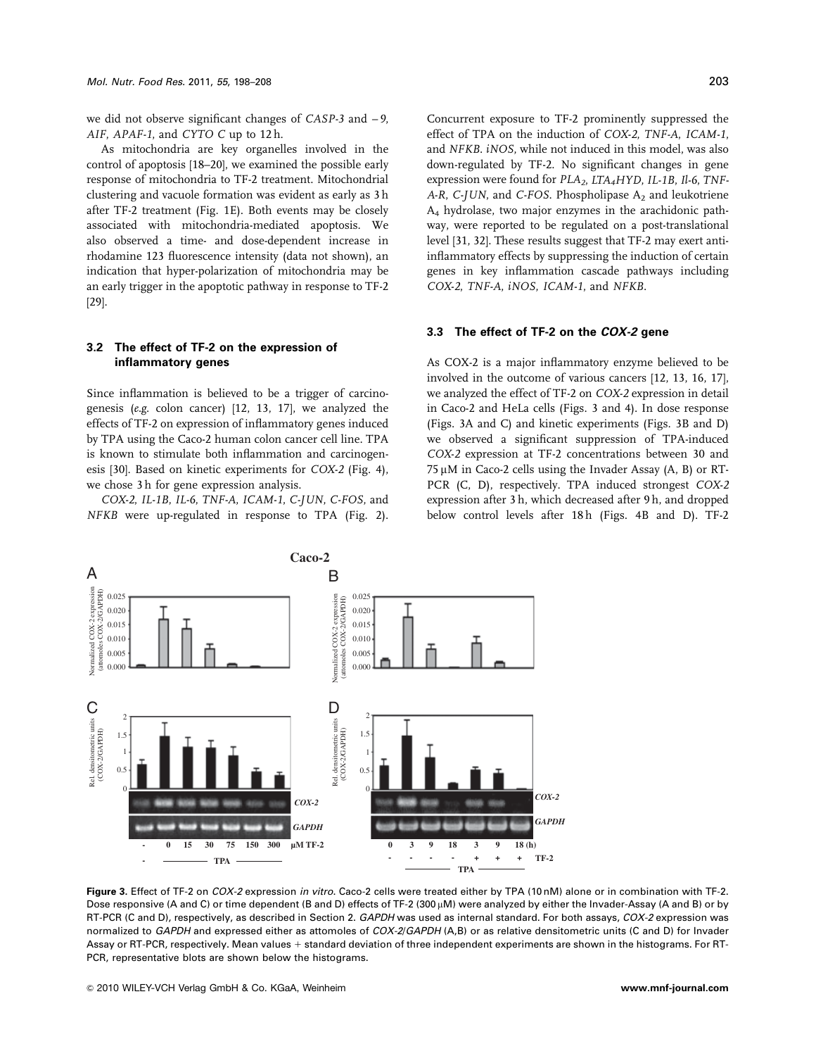we did not observe significant changes of *CASP-3* and −9, *AIF*, *APAF-1*, and *CYTO C* up to 12 h.

As mitochondria are key organelles involved in the control of apoptosis [18–20], we examined the possible early response of mitochondria to TF-2 treatment. Mitochondrial clustering and vacuole formation was evident as early as 3 h after TF-2 treatment (Fig. 1E). Both events may be closely associated with mitochondria-mediated apoptosis. We also observed a time- and dose-dependent increase in rhodamine 123 fluorescence intensity (data not shown), an indication that hyper-polarization of mitochondria may be an early trigger in the apoptotic pathway in response to TF-2 [29].

### 3.2 The effect of TF-2 on the expression of inflammatory genes

Since inflammation is believed to be a trigger of carcinogenesis (*e.g.* colon cancer) [12, 13, 17], we analyzed the effects of TF-2 on expression of inflammatory genes induced by TPA using the Caco-2 human colon cancer cell line. TPA is known to stimulate both inflammation and carcinogenesis [30]. Based on kinetic experiments for *COX-2* (Fig. 4), we chose 3 h for gene expression analysis.

*COX-2*, *IL-1B*, *IL-6*, *TNF-A*, *ICAM-1*, *C-JUN*, *C-FOS*, and *NFKB* were up-regulated in response to TPA (Fig. 2). Concurrent exposure to TF-2 prominently suppressed the effect of TPA on the induction of *COX-2*, *TNF-A*, *ICAM-1*, and *NFKB*. *iNOS*, while not induced in this model, was also down-regulated by TF-2. No significant changes in gene expression were found for $PLA_2$, $LTA_4HYD$, *IL-1B*, *Il-6*, *TNF-A-R*, *C-JUN*, and *C-FOS*. Phospholipase $A_2$ and leukotriene $A_4$ hydrolase, two major enzymes in the arachidonic pathway, were reported to be regulated on a post-translational level [31, 32]. These results suggest that TF-2 may exert anti-inflammatory effects by suppressing the induction of certain genes in key inflammation cascade pathways including *COX-2*, *TNF-A*, *iNOS*, *ICAM-1*, and *NFKB*.

### 3.3 The effect of TF-2 on the *COX-2* gene

As COX-2 is a major inflammatory enzyme believed to be involved in the outcome of various cancers [12, 13, 16, 17], we analyzed the effect of TF-2 on *COX-2* expression in detail in Caco-2 and HeLa cells (Figs. 3 and 4). In dose response (Figs. 3A and C) and kinetic experiments (Figs. 3B and D) we observed a significant suppression of TPA-induced *COX-2* expression at TF-2 concentrations between 30 and 75 μM in Caco-2 cells using the Invader Assay (A, B) or RT-PCR (C, D), respectively. TPA induced strongest *COX-2* expression after 3 h, which decreased after 9 h, and dropped below control levels after 18 h (Figs. 4B and D). TF-2

**Figure 3.** Effect of TF-2 on *COX-2* expression *in vitro*. Caco-2 cells were treated either by TPA (10 nM) alone or in combination with TF-2. Dose responsive (A and C) or time dependent (B and D) effects of TF-2 (300 μM) were analyzed by either the Invader-Assay (A and B) or by RT-PCR (C and D), respectively, as described in Section 2. *GAPDH* was used as internal standard. For both assays, *COX-2* expression was normalized to *GAPDH* and expressed either as attomoles of *COX-2*/*GAPDH* (A,B) or as relative densitometric units (C and D) for Invader Assay or RT-PCR, respectively. Mean values + standard deviation of three independent experiments are shown in the histograms. For RT-PCR, representative blots are shown below the histograms.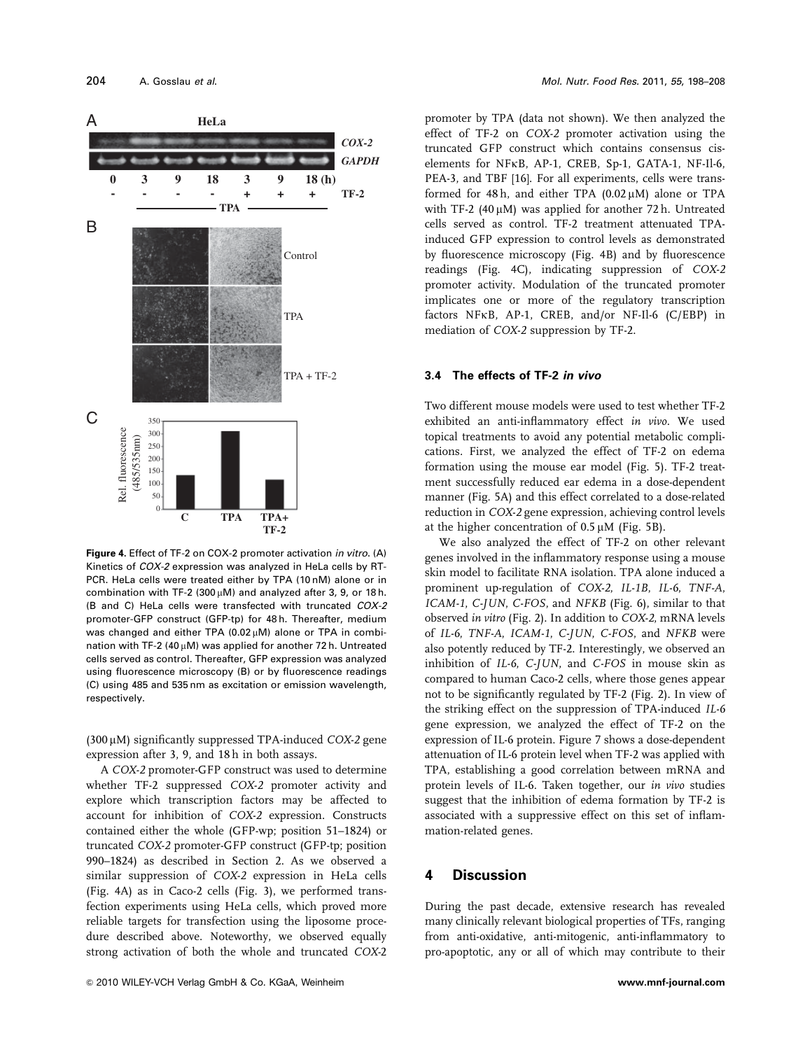**Figure 4.** Effect of TF-2 on COX-2 promoter activation *in vitro*. (A) Kinetics of *COX-2* expression was analyzed in HeLa cells by RT-PCR. HeLa cells were treated either by TPA (10 nM) alone or in combination with TF-2 (300 μM) and analyzed after 3, 9, or 18 h. (B and C) HeLa cells were transfected with truncated *COX-2* promoter-GFP construct (GFP-tp) for 48 h. Thereafter, medium was changed and either TPA (0.02 μM) alone or TPA in combination with TF-2 (40 μM) was applied for another 72 h. Untreated cells served as control. Thereafter, GFP expression was analyzed using fluorescence microscopy (B) or by fluorescence readings (C) using 485 and 535 nm as excitation or emission wavelength, respectively.

(300 μM) significantly suppressed TPA-induced *COX-2* gene expression after 3, 9, and 18 h in both assays.

A *COX-2* promoter-GFP construct was used to determine whether TF-2 suppressed *COX-2* promoter activity and explore which transcription factors may be affected to account for inhibition of *COX-2* expression. Constructs contained either the whole (GFP-wp; position 51–1824) or truncated *COX-2* promoter-GFP construct (GFP-tp; position 990–1824) as described in Section 2. As we observed a similar suppression of *COX-2* expression in HeLa cells (Fig. 4A) as in Caco-2 cells (Fig. 3), we performed transfection experiments using HeLa cells, which proved more reliable targets for transfection using the liposome procedure described above. Noteworthy, we observed equally strong activation of both the whole and truncated *COX-2* promoter by TPA (data not shown). We then analyzed the effect of TF-2 on *COX-2* promoter activation using the truncated GFP construct which contains consensus cis-elements for NFκB, AP-1, CREB, Sp-1, GATA-1, NF-Il-6, PEA-3, and TBF [16]. For all experiments, cells were transformed for 48 h, and either TPA (0.02 μM) alone or TPA with TF-2 (40 μM) was applied for another 72 h. Untreated cells served as control. TF-2 treatment attenuated TPA-induced GFP expression to control levels as demonstrated by fluorescence microscopy (Fig. 4B) and by fluorescence readings (Fig. 4C), indicating suppression of *COX-2* promoter activity. Modulation of the truncated promoter implicates one or more of the regulatory transcription factors NFκB, AP-1, CREB, and/or NF-Il-6 (C/EBP) in mediation of *COX-2* suppression by TF-2.

### 3.4 The effects of TF-2 *in vivo*

Two different mouse models were used to test whether TF-2 exhibited an anti-inflammatory effect *in vivo*. We used topical treatments to avoid any potential metabolic complications. First, we analyzed the effect of TF-2 on edema formation using the mouse ear model (Fig. 5). TF-2 treatment successfully reduced ear edema in a dose-dependent manner (Fig. 5A) and this effect correlated to a dose-related reduction in *COX-2* gene expression, achieving control levels at the higher concentration of 0.5 μM (Fig. 5B).

We also analyzed the effect of TF-2 on other relevant genes involved in the inflammatory response using a mouse skin model to facilitate RNA isolation. TPA alone induced a prominent up-regulation of *COX-2*, *IL-1B*, *IL-6*, *TNF-A*, *ICAM-1*, *C-JUN*, *C-FOS*, and *NFKB* (Fig. 6), similar to that observed *in vitro* (Fig. 2). In addition to *COX-2*, mRNA levels of *IL-6*, *TNF-A*, *ICAM-1*, *C-JUN*, *C-FOS*, and *NFKB* were also potently reduced by TF-2. Interestingly, we observed an inhibition of *IL-6*, *C-JUN*, and *C-FOS* in mouse skin as compared to human Caco-2 cells, where those genes appear not to be significantly regulated by TF-2 (Fig. 2). In view of the striking effect on the suppression of TPA-induced *IL-6* gene expression, we analyzed the effect of TF-2 on the expression of IL-6 protein. Figure 7 shows a dose-dependent attenuation of IL-6 protein level when TF-2 was applied with TPA, establishing a good correlation between mRNA and protein levels of IL-6. Taken together, our *in vivo* studies suggest that the inhibition of edema formation by TF-2 is associated with a suppressive effect on this set of inflammation-related genes.

## 4 Discussion

During the past decade, extensive research has revealed many clinically relevant biological properties of TFs, ranging from anti-oxidative, anti-mitogenic, anti-inflammatory to pro-apoptotic, any or all of which may contribute to their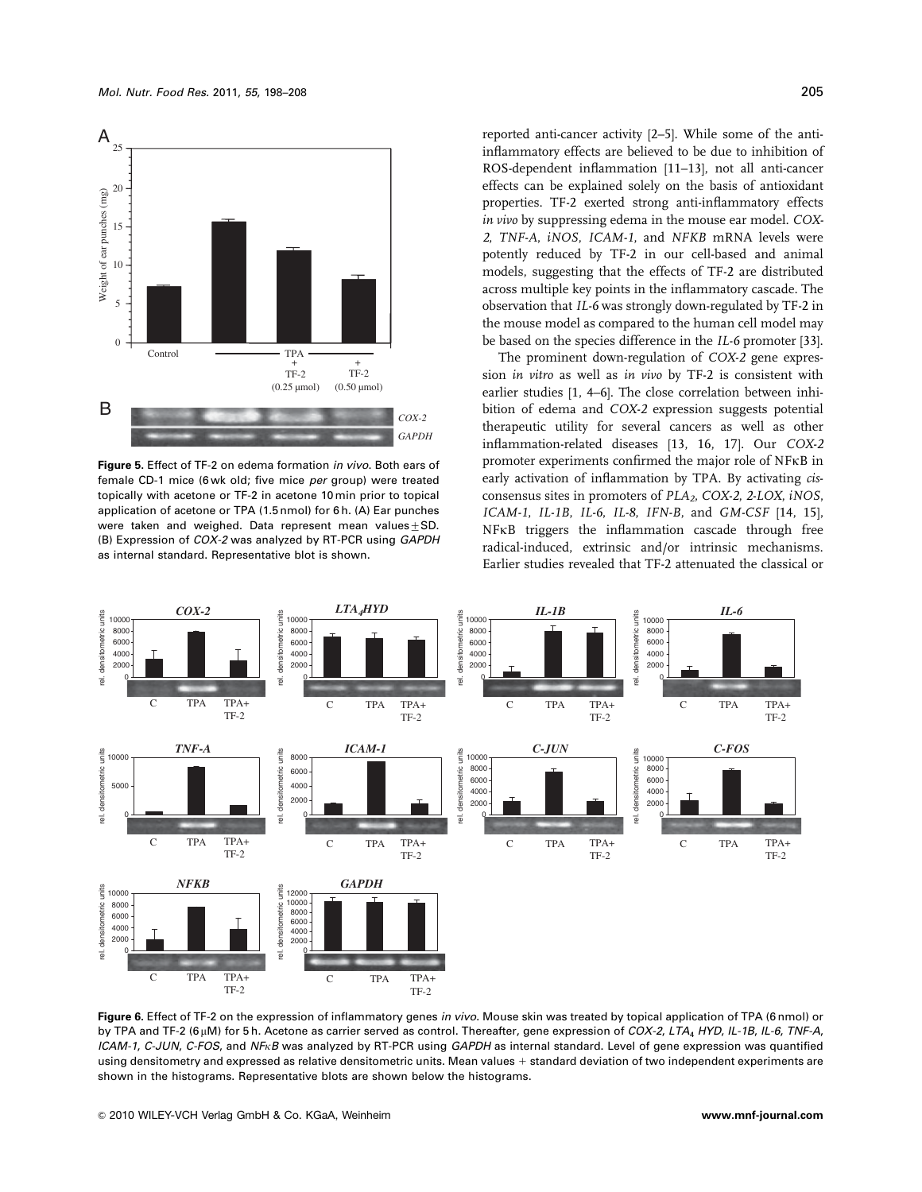Figure 5. Effect of TF-2 on edema formation *in vivo*. Both ears of female CD-1 mice (6 wk old; five mice *per* group) were treated topically with acetone or TF-2 in acetone 10 min prior to topical application of acetone or TPA (1.5 nmol) for 6 h. (A) Ear punches were taken and weighed. Data represent mean values ± SD. (B) Expression of *COX-2* was analyzed by RT-PCR using *GAPDH* as internal standard. Representative blot is shown.

reported anti-cancer activity [2–5]. While some of the anti-inflammatory effects are believed to be due to inhibition of ROS-dependent inflammation [11–13], not all anti-cancer effects can be explained solely on the basis of antioxidant properties. TF-2 exerted strong anti-inflammatory effects *in vivo* by suppressing edema in the mouse ear model. *COX-2, TNF-A, iNOS, ICAM-1,* and *NFKB* mRNA levels were potently reduced by TF-2 in our cell-based and animal models, suggesting that the effects of TF-2 are distributed across multiple key points in the inflammatory cascade. The observation that *IL-6* was strongly down-regulated by TF-2 in the mouse model as compared to the human cell model may be based on the species difference in the *IL-6* promoter [33].

The prominent down-regulation of *COX-2* gene expression *in vitro* as well as *in vivo* by TF-2 is consistent with earlier studies [1, 4–6]. The close correlation between inhibition of edema and *COX-2* expression suggests potential therapeutic utility for several cancers as well as other inflammation-related diseases [13, 16, 17]. Our *COX-2* promoter experiments confirmed the major role of NFκB in early activation of inflammation by TPA. By activating *cis*-consensus sites in promoters of *PLA$_2$*, *COX-2*, *2-LOX*, *iNOS*, *ICAM-1*, *IL-1B*, *IL-6*, *IL-8*, *IFN-B*, and *GM-CSF* [14, 15], NFκB triggers the inflammation cascade through free radical-induced, extrinsic and/or intrinsic mechanisms. Earlier studies revealed that TF-2 attenuated the classical or

Figure 6. Effect of TF-2 on the expression of inflammatory genes *in vivo*. Mouse skin was treated by topical application of TPA (6 nmol) or by TPA and TF-2 (6 μM) for 5 h. Acetone as carrier served as control. Thereafter, gene expression of *COX-2, LTA$_4$ HYD, IL-1B, IL-6, TNF-A, ICAM-1, C-JUN, C-FOS,* and *NFκB* was analyzed by RT-PCR using *GAPDH* as internal standard. Level of gene expression was quantified using densitometry and expressed as relative densitometric units. Mean values + standard deviation of two independent experiments are shown in the histograms. Representative blots are shown below the histograms.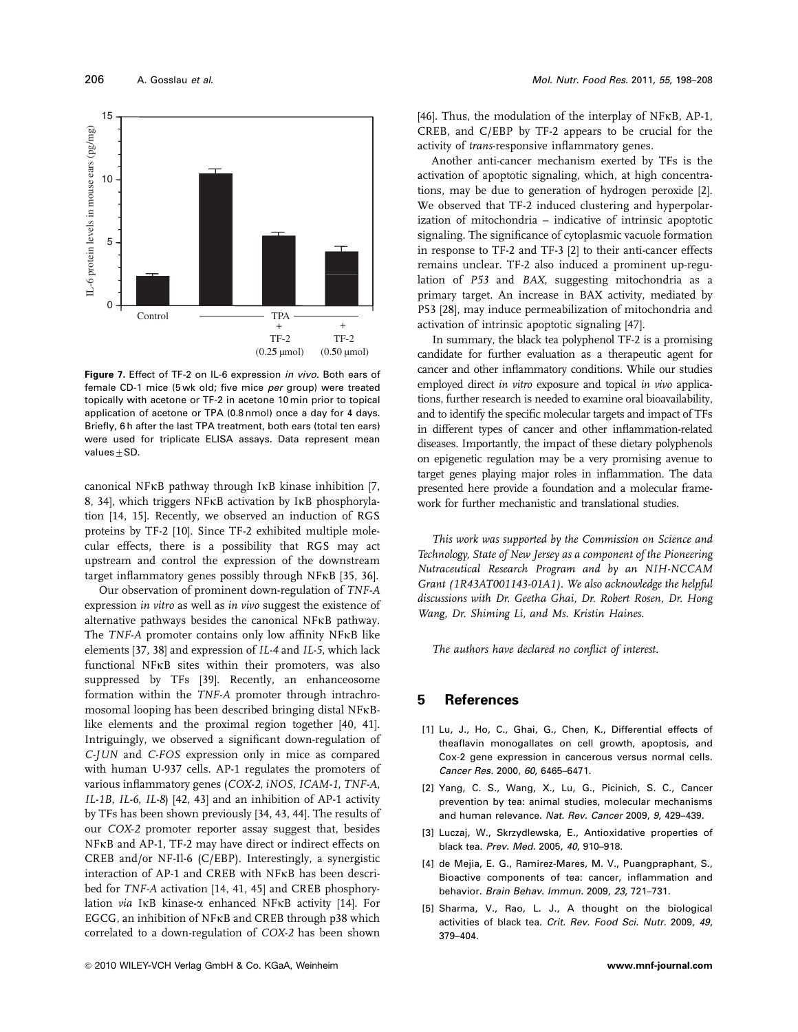Figure 7. Effect of TF-2 on IL-6 expression *in vivo*. Both ears of female CD-1 mice (5 wk old; five mice *per* group) were treated topically with acetone or TF-2 in acetone 10 min prior to topical application of acetone or TPA (0.8 nmol) once a day for 4 days. Briefly, 6 h after the last TPA treatment, both ears (total ten ears) were used for triplicate ELISA assays. Data represent mean values ± SD.

canonical NFκB pathway through IκB kinase inhibition [7, 8, 34], which triggers NFκB activation by IκB phosphorylation [14, 15]. Recently, we observed an induction of RGS proteins by TF-2 [10]. Since TF-2 exhibited multiple molecular effects, there is a possibility that RGS may act upstream and control the expression of the downstream target inflammatory genes possibly through NFκB [35, 36].

Our observation of prominent down-regulation of *TNF-A* expression *in vitro* as well as *in vivo* suggest the existence of alternative pathways besides the canonical NFκB pathway. The *TNF-A* promoter contains only low affinity NFκB like elements [37, 38] and expression of *IL-4* and *IL-5*, which lack functional NFκB sites within their promoters, was also suppressed by TFs [39]. Recently, an enhanceosome formation within the *TNF-A* promoter through intrachromosomal looping has been described bringing distal NFκB-like elements and the proximal region together [40, 41]. Intriguingly, we observed a significant down-regulation of *C-JUN* and *C-FOS* expression only in mice as compared with human U-937 cells. AP-1 regulates the promoters of various inflammatory genes (*COX-2*, *iNOS*, *ICAM-1*, *TNF-A*, *IL-1B*, *IL-6*, *IL-8*) [42, 43] and an inhibition of AP-1 activity by TFs has been shown previously [34, 43, 44]. The results of our *COX-2* promoter reporter assay suggest that, besides NFκB and AP-1, TF-2 may have direct or indirect effects on CREB and/or NF-Il-6 (C/EBP). Interestingly, a synergistic interaction of AP-1 and CREB with NFκB has been described for *TNF-A* activation [14, 41, 45] and CREB phosphorylation *via* IκB kinase-α enhanced NFκB activity [14]. For EGCG, an inhibition of NFκB and CREB through p38 which correlated to a down-regulation of *COX-2* has been shown [46]. Thus, the modulation of the interplay of NFκB, AP-1, CREB, and C/EBP by TF-2 appears to be crucial for the activity of *trans*-responsive inflammatory genes.

Another anti-cancer mechanism exerted by TFs is the activation of apoptotic signaling, which, at high concentrations, may be due to generation of hydrogen peroxide [2]. We observed that TF-2 induced clustering and hyperpolarization of mitochondria – indicative of intrinsic apoptotic signaling. The significance of cytoplasmic vacuole formation in response to TF-2 and TF-3 [2] to their anti-cancer effects remains unclear. TF-2 also induced a prominent up-regulation of *P53* and *BAX*, suggesting mitochondria as a primary target. An increase in BAX activity, mediated by P53 [28], may induce permeabilization of mitochondria and activation of intrinsic apoptotic signaling [47].

In summary, the black tea polyphenol TF-2 is a promising candidate for further evaluation as a therapeutic agent for cancer and other inflammatory conditions. While our studies employed direct *in vitro* exposure and topical *in vivo* applications, further research is needed to examine oral bioavailability, and to identify the specific molecular targets and impact of TFs in different types of cancer and other inflammation-related diseases. Importantly, the impact of these dietary polyphenols on epigenetic regulation may be a very promising avenue to target genes playing major roles in inflammation. The data presented here provide a foundation and a molecular framework for further mechanistic and translational studies.

*This work was supported by the Commission on Science and Technology, State of New Jersey as a component of the Pioneering Nutraceutical Research Program and by an NIH-NCCAM Grant (1R43AT001143-01A1). We also acknowledge the helpful discussions with Dr. Geetha Ghai, Dr. Robert Rosen, Dr. Hong Wang, Dr. Shiming Li, and Ms. Kristin Haines.*

*The authors have declared no conflict of interest.*

## 5 References

[1] Lu, J., Ho, C., Ghai, G., Chen, K., Differential effects of theaflavin monogallates on cell growth, apoptosis, and Cox-2 gene expression in cancerous versus normal cells. *Cancer Res.* 2000, *60*, 6465–6471.

[2] Yang, C. S., Wang, X., Lu, G., Picinich, S. C., Cancer prevention by tea: animal studies, molecular mechanisms and human relevance. *Nat. Rev. Cancer* 2009, *9*, 429–439.

[3] Luczaj, W., Skrzydlewska, E., Antioxidative properties of black tea. *Prev. Med.* 2005, *40*, 910–918.

[4] de Mejia, E. G., Ramirez-Mares, M. V., Puangpraphant, S., Bioactive components of tea: cancer, inflammation and behavior. *Brain Behav. Immun.* 2009, *23*, 721–731.

[5] Sharma, V., Rao, L. J., A thought on the biological activities of black tea. *Crit. Rev. Food Sci. Nutr.* 2009, *49*, 379–404.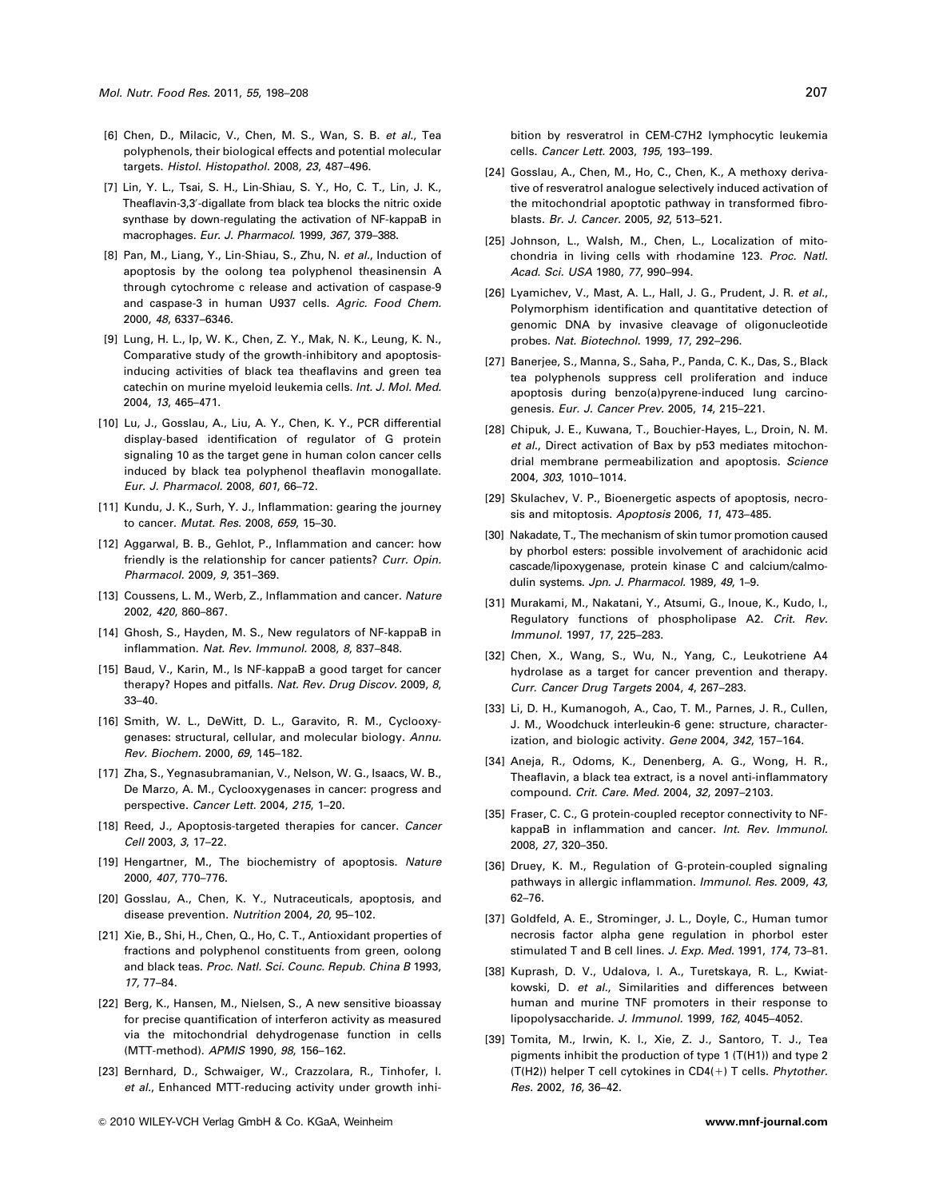[6] Chen, D., Milacic, V., Chen, M. S., Wan, S. B. *et al.*, Tea polyphenols, their biological effects and potential molecular targets. *Histol. Histopathol.* 2008, *23*, 487–496.

[7] Lin, Y. L., Tsai, S. H., Lin-Shiau, S. Y., Ho, C. T., Lin, J. K., Theaflavin-3,3′-digallate from black tea blocks the nitric oxide synthase by down-regulating the activation of NF-kappaB in macrophages. *Eur. J. Pharmacol.* 1999, *367*, 379–388.

[8] Pan, M., Liang, Y., Lin-Shiau, S., Zhu, N. *et al.*, Induction of apoptosis by the oolong tea polyphenol theasinensin A through cytochrome c release and activation of caspase-9 and caspase-3 in human U937 cells. *Agric. Food Chem.* 2000, *48*, 6337–6346.

[9] Lung, H. L., Ip, W. K., Chen, Z. Y., Mak, N. K., Leung, K. N., Comparative study of the growth-inhibitory and apoptosis-inducing activities of black tea theaflavins and green tea catechin on murine myeloid leukemia cells. *Int. J. Mol. Med.* 2004, *13*, 465–471.

[10] Lu, J., Gosslau, A., Liu, A. Y., Chen, K. Y., PCR differential display-based identification of regulator of G protein signaling 10 as the target gene in human colon cancer cells induced by black tea polyphenol theaflavin monogallate. *Eur. J. Pharmacol.* 2008, *601*, 66–72.

[11] Kundu, J. K., Surh, Y. J., Inflammation: gearing the journey to cancer. *Mutat. Res.* 2008, *659*, 15–30.

[12] Aggarwal, B. B., Gehlot, P., Inflammation and cancer: how friendly is the relationship for cancer patients? *Curr. Opin. Pharmacol.* 2009, *9*, 351–369.

[13] Coussens, L. M., Werb, Z., Inflammation and cancer. *Nature* 2002, *420*, 860–867.

[14] Ghosh, S., Hayden, M. S., New regulators of NF-kappaB in inflammation. *Nat. Rev. Immunol.* 2008, *8*, 837–848.

[15] Baud, V., Karin, M., Is NF-kappaB a good target for cancer therapy? Hopes and pitfalls. *Nat. Rev. Drug Discov.* 2009, *8*, 33–40.

[16] Smith, W. L., DeWitt, D. L., Garavito, R. M., Cyclooxygenases: structural, cellular, and molecular biology. *Annu. Rev. Biochem.* 2000, *69*, 145–182.

[17] Zha, S., Yegnasubramanian, V., Nelson, W. G., Isaacs, W. B., De Marzo, A. M., Cyclooxygenases in cancer: progress and perspective. *Cancer Lett.* 2004, *215*, 1–20.

[18] Reed, J., Apoptosis-targeted therapies for cancer. *Cancer Cell* 2003, *3*, 17–22.

[19] Hengartner, M., The biochemistry of apoptosis. *Nature* 2000, *407*, 770–776.

[20] Gosslau, A., Chen, K. Y., Nutraceuticals, apoptosis, and disease prevention. *Nutrition* 2004, *20*, 95–102.

[21] Xie, B., Shi, H., Chen, Q., Ho, C. T., Antioxidant properties of fractions and polyphenol constituents from green, oolong and black teas. *Proc. Natl. Sci. Counc. Repub. China B* 1993, *17*, 77–84.

[22] Berg, K., Hansen, M., Nielsen, S., A new sensitive bioassay for precise quantification of interferon activity as measured via the mitochondrial dehydrogenase function in cells (MTT-method). *APMIS* 1990, *98*, 156–162.

[23] Bernhard, D., Schwaiger, W., Crazzolara, R., Tinhofer, I. *et al.*, Enhanced MTT-reducing activity under growth inhibition by resveratrol in CEM-C7H2 lymphocytic leukemia cells. *Cancer Lett.* 2003, *195*, 193–199.

[24] Gosslau, A., Chen, M., Ho, C., Chen, K., A methoxy derivative of resveratrol analogue selectively induced activation of the mitochondrial apoptotic pathway in transformed fibroblasts. *Br. J. Cancer.* 2005, *92*, 513–521.

[25] Johnson, L., Walsh, M., Chen, L., Localization of mitochondria in living cells with rhodamine 123. *Proc. Natl. Acad. Sci. USA* 1980, *77*, 990–994.

[26] Lyamichev, V., Mast, A. L., Hall, J. G., Prudent, J. R. *et al.*, Polymorphism identification and quantitative detection of genomic DNA by invasive cleavage of oligonucleotide probes. *Nat. Biotechnol.* 1999, *17*, 292–296.

[27] Banerjee, S., Manna, S., Saha, P., Panda, C. K., Das, S., Black tea polyphenols suppress cell proliferation and induce apoptosis during benzo(a)pyrene-induced lung carcinogenesis. *Eur. J. Cancer Prev.* 2005, *14*, 215–221.

[28] Chipuk, J. E., Kuwana, T., Bouchier-Hayes, L., Droin, N. M. *et al.*, Direct activation of Bax by p53 mediates mitochondrial membrane permeabilization and apoptosis. *Science* 2004, *303*, 1010–1014.

[29] Skulachev, V. P., Bioenergetic aspects of apoptosis, necrosis and mitoptosis. *Apoptosis* 2006, *11*, 473–485.

[30] Nakadate, T., The mechanism of skin tumor promotion caused by phorbol esters: possible involvement of arachidonic acid cascade/lipoxygenase, protein kinase C and calcium/calmodulin systems. *Jpn. J. Pharmacol.* 1989, *49*, 1–9.

[31] Murakami, M., Nakatani, Y., Atsumi, G., Inoue, K., Kudo, I., Regulatory functions of phospholipase A2. *Crit. Rev. Immunol.* 1997, *17*, 225–283.

[32] Chen, X., Wang, S., Wu, N., Yang, C., Leukotriene A4 hydrolase as a target for cancer prevention and therapy. *Curr. Cancer Drug Targets* 2004, *4*, 267–283.

[33] Li, D. H., Kumanogoh, A., Cao, T. M., Parnes, J. R., Cullen, J. M., Woodchuck interleukin-6 gene: structure, characterization, and biologic activity. *Gene* 2004, *342*, 157–164.

[34] Aneja, R., Odoms, K., Denenberg, A. G., Wong, H. R., Theaflavin, a black tea extract, is a novel anti-inflammatory compound. *Crit. Care. Med.* 2004, *32*, 2097–2103.

[35] Fraser, C. C., G protein-coupled receptor connectivity to NF-kappaB in inflammation and cancer. *Int. Rev. Immunol.* 2008, *27*, 320–350.

[36] Druey, K. M., Regulation of G-protein-coupled signaling pathways in allergic inflammation. *Immunol. Res.* 2009, *43*, 62–76.

[37] Goldfeld, A. E., Strominger, J. L., Doyle, C., Human tumor necrosis factor alpha gene regulation in phorbol ester stimulated T and B cell lines. *J. Exp. Med.* 1991, *174*, 73–81.

[38] Kuprash, D. V., Udalova, I. A., Turetskaya, R. L., Kwiatkowski, D. *et al.*, Similarities and differences between human and murine TNF promoters in their response to lipopolysaccharide. *J. Immunol.* 1999, *162*, 4045–4052.

[39] Tomita, M., Irwin, K. I., Xie, Z. J., Santoro, T. J., Tea pigments inhibit the production of type 1 (T(H1)) and type 2 (T(H2)) helper T cell cytokines in CD4(+) T cells. *Phytother. Res.* 2002, *16*, 36–42.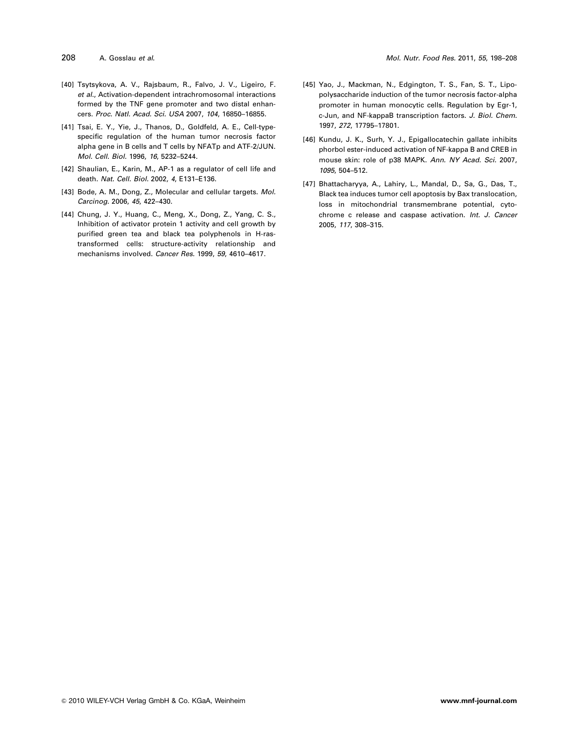[40] Tsytsykova, A. V., Rajsbaum, R., Falvo, J. V., Ligeiro, F. *et al.*, Activation-dependent intrachromosomal interactions formed by the TNF gene promoter and two distal enhancers. *Proc. Natl. Acad. Sci. USA* 2007, *104*, 16850–16855.

[41] Tsai, E. Y., Yie, J., Thanos, D., Goldfeld, A. E., Cell-type-specific regulation of the human tumor necrosis factor alpha gene in B cells and T cells by NFATp and ATF-2/JUN. *Mol. Cell. Biol.* 1996, *16*, 5232–5244.

[42] Shaulian, E., Karin, M., AP-1 as a regulator of cell life and death. *Nat. Cell. Biol.* 2002, *4*, E131–E136.

[43] Bode, A. M., Dong, Z., Molecular and cellular targets. *Mol. Carcinog.* 2006, *45*, 422–430.

[44] Chung, J. Y., Huang, C., Meng, X., Dong, Z., Yang, C. S., Inhibition of activator protein 1 activity and cell growth by purified green tea and black tea polyphenols in H-ras-transformed cells: structure-activity relationship and mechanisms involved. *Cancer Res.* 1999, *59*, 4610–4617.

[45] Yao, J., Mackman, N., Edgington, T. S., Fan, S. T., Lipopolysaccharide induction of the tumor necrosis factor-alpha promoter in human monocytic cells. Regulation by Egr-1, c-Jun, and NF-kappaB transcription factors. *J. Biol. Chem.* 1997, *272*, 17795–17801.

[46] Kundu, J. K., Surh, Y. J., Epigallocatechin gallate inhibits phorbol ester-induced activation of NF-kappa B and CREB in mouse skin: role of p38 MAPK. *Ann. NY Acad. Sci.* 2007, *1095*, 504–512.

[47] Bhattacharyya, A., Lahiry, L., Mandal, D., Sa, G., Das, T., Black tea induces tumor cell apoptosis by Bax translocation, loss in mitochondrial transmembrane potential, cytochrome c release and caspase activation. *Int. J. Cancer* 2005, *117*, 308–315.